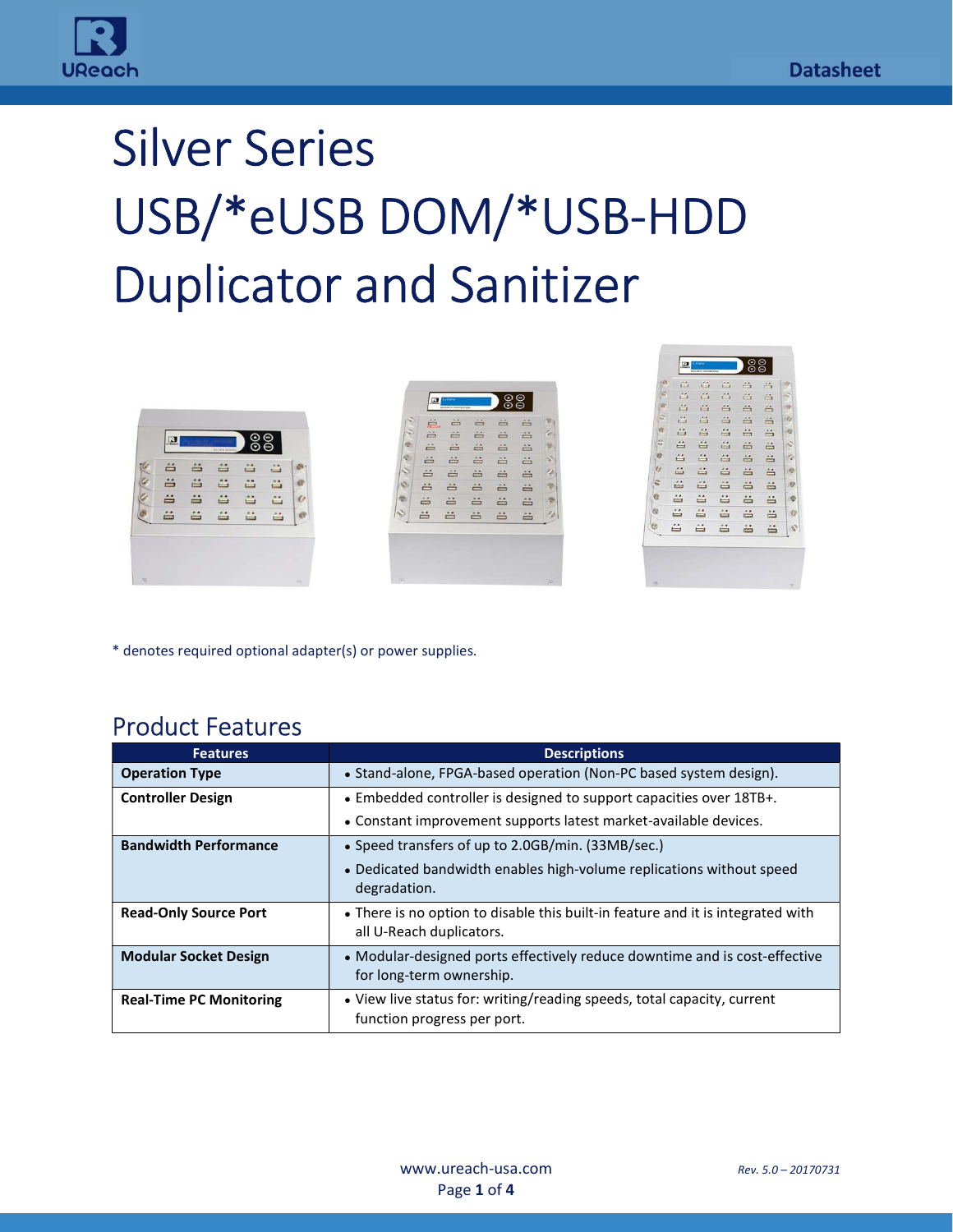# Silver Series USB/*eUSB DOM/*USB-HDD Duplicator and Sanitizer

* denotes required optional adapter(s) or power supplies.

## Product Features

| Features | Descriptions |
|---|---|
| **Operation Type** | • Stand-alone, FPGA-based operation (Non-PC based system design). |
| **Controller Design** | • Embedded controller is designed to support capacities over 18TB+.<br>• Constant improvement supports latest market-available devices. |
| **Bandwidth Performance** | • Speed transfers of up to 2.0GB/min. (33MB/sec.)<br>• Dedicated bandwidth enables high-volume replications without speed degradation. |
| **Read-Only Source Port** | • There is no option to disable this built-in feature and it is integrated with all U-Reach duplicators. |
| **Modular Socket Design** | • Modular-designed ports effectively reduce downtime and is cost-effective for long-term ownership. |
| **Real-Time PC Monitoring** | • View live status for: writing/reading speeds, total capacity, current function progress per port. |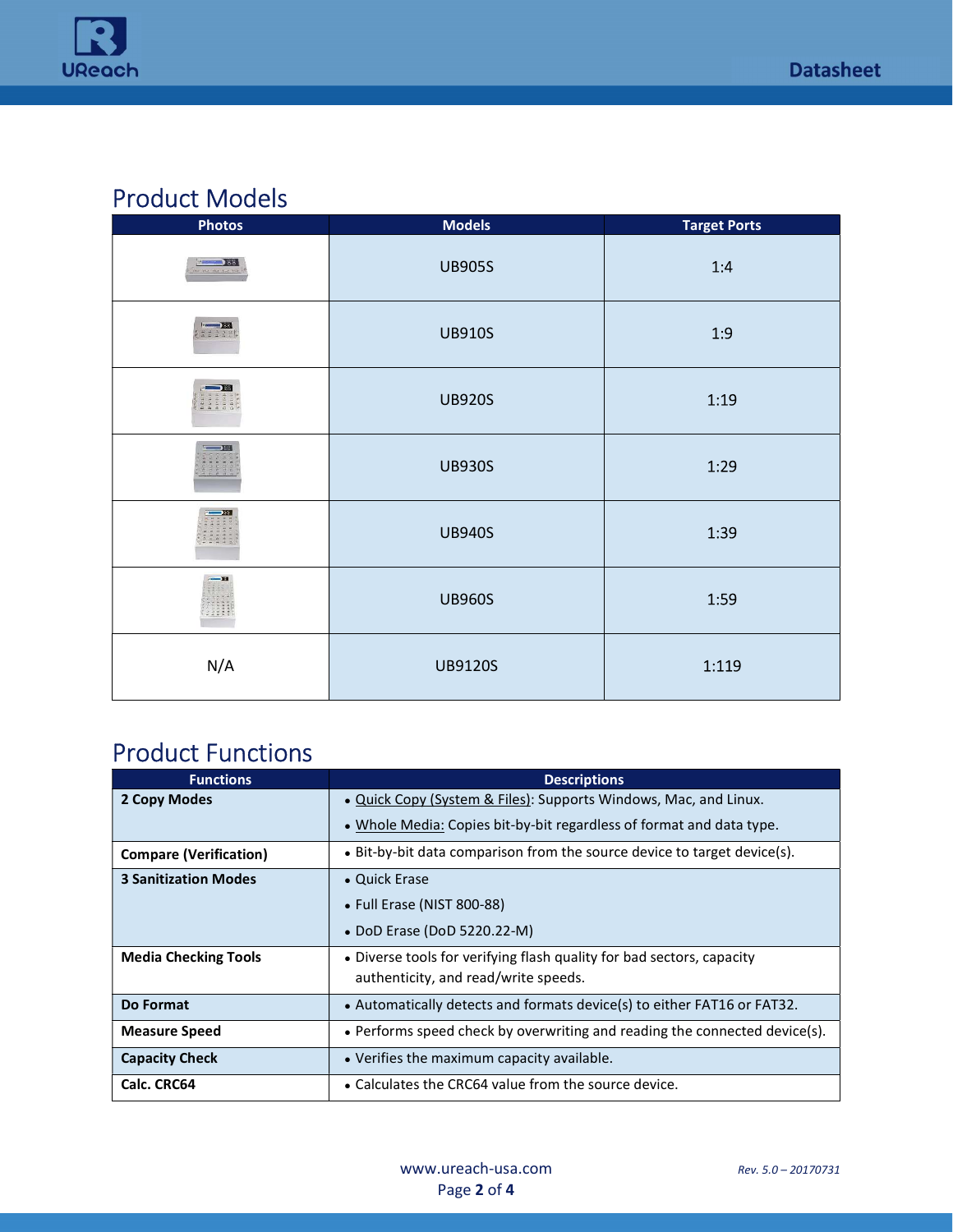## Product Models

| Photos | Models | Target Ports |
|---|---|---|
| | UB905S | 1:4 |
| | UB910S | 1:9 |
| | UB920S | 1:19 |
| | UB930S | 1:29 |
| | UB940S | 1:39 |
| | UB960S | 1:59 |
| N/A | UB9120S | 1:119 |

## Product Functions

| Functions | Descriptions |
|---|---|
| **2 Copy Modes** | • Quick Copy (System & Files): Supports Windows, Mac, and Linux.<br>• Whole Media: Copies bit-by-bit regardless of format and data type. |
| **Compare (Verification)** | • Bit-by-bit data comparison from the source device to target device(s). |
| **3 Sanitization Modes** | • Quick Erase<br>• Full Erase (NIST 800-88)<br>• DoD Erase (DoD 5220.22-M) |
| **Media Checking Tools** | • Diverse tools for verifying flash quality for bad sectors, capacity authenticity, and read/write speeds. |
| **Do Format** | • Automatically detects and formats device(s) to either FAT16 or FAT32. |
| **Measure Speed** | • Performs speed check by overwriting and reading the connected device(s). |
| **Capacity Check** | • Verifies the maximum capacity available. |
| **Calc. CRC64** | • Calculates the CRC64 value from the source device. |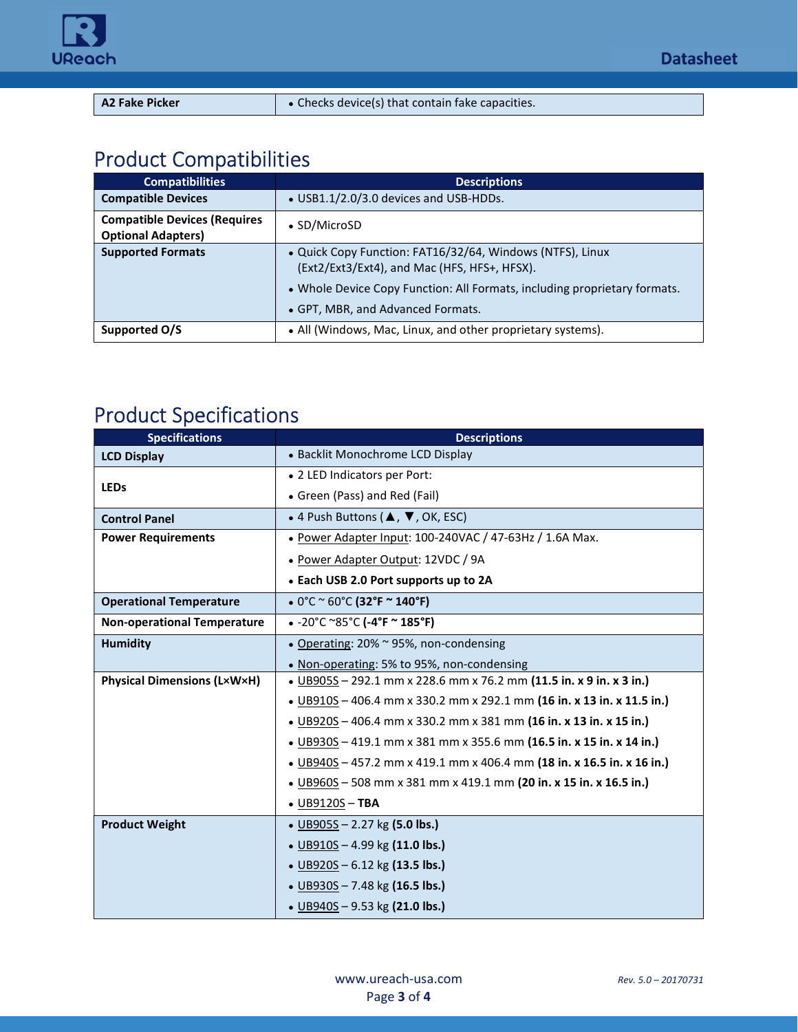| A2 Fake Picker | • Checks device(s) that contain fake capacities. |
|---|---|

## Product Compatibilities

| Compatibilities | Descriptions |
|---|---|
| **Compatible Devices** | • USB1.1/2.0/3.0 devices and USB-HDDs. |
| **Compatible Devices (Requires Optional Adapters)** | • SD/MicroSD |
| **Supported Formats** | • Quick Copy Function: FAT16/32/64, Windows (NTFS), Linux (Ext2/Ext3/Ext4), and Mac (HFS, HFS+, HFSX).<br>• Whole Device Copy Function: All Formats, including proprietary formats.<br>• GPT, MBR, and Advanced Formats. |
| **Supported O/S** | • All (Windows, Mac, Linux, and other proprietary systems). |

## Product Specifications

| Specifications | Descriptions |
|---|---|
| **LCD Display** | • Backlit Monochrome LCD Display |
| **LEDs** | • 2 LED Indicators per Port:<br>• Green (Pass) and Red (Fail) |
| **Control Panel** | • 4 Push Buttons (▲, ▼, OK, ESC) |
| **Power Requirements** | • Power Adapter Input: 100-240VAC / 47-63Hz / 1.6A Max.<br>• Power Adapter Output: 12VDC / 9A<br>• **Each USB 2.0 Port supports up to 2A** |
| **Operational Temperature** | • 0°C ~ 60°C **(32°F ~ 140°F)** |
| **Non-operational Temperature** | • -20°C ~85°C **(-4°F ~ 185°F)** |
| **Humidity** | • Operating: 20% ~ 95%, non-condensing<br>• Non-operating: 5% to 95%, non-condensing |
| **Physical Dimensions (L×W×H)** | • UB905S – 292.1 mm x 228.6 mm x 76.2 mm **(11.5 in. x 9 in. x 3 in.)**<br>• UB910S – 406.4 mm x 330.2 mm x 292.1 mm **(16 in. x 13 in. x 11.5 in.)**<br>• UB920S – 406.4 mm x 330.2 mm x 381 mm **(16 in. x 13 in. x 15 in.)**<br>• UB930S – 419.1 mm x 381 mm x 355.6 mm **(16.5 in. x 15 in. x 14 in.)**<br>• UB940S – 457.2 mm x 419.1 mm x 406.4 mm **(18 in. x 16.5 in. x 16 in.)**<br>• UB960S – 508 mm x 381 mm x 419.1 mm **(20 in. x 15 in. x 16.5 in.)**<br>• UB9120S – **TBA** |
| **Product Weight** | • UB905S – 2.27 kg **(5.0 lbs.)**<br>• UB910S – 4.99 kg **(11.0 lbs.)**<br>• UB920S – 6.12 kg **(13.5 lbs.)**<br>• UB930S – 7.48 kg **(16.5 lbs.)**<br>• UB940S – 9.53 kg **(21.0 lbs.)** |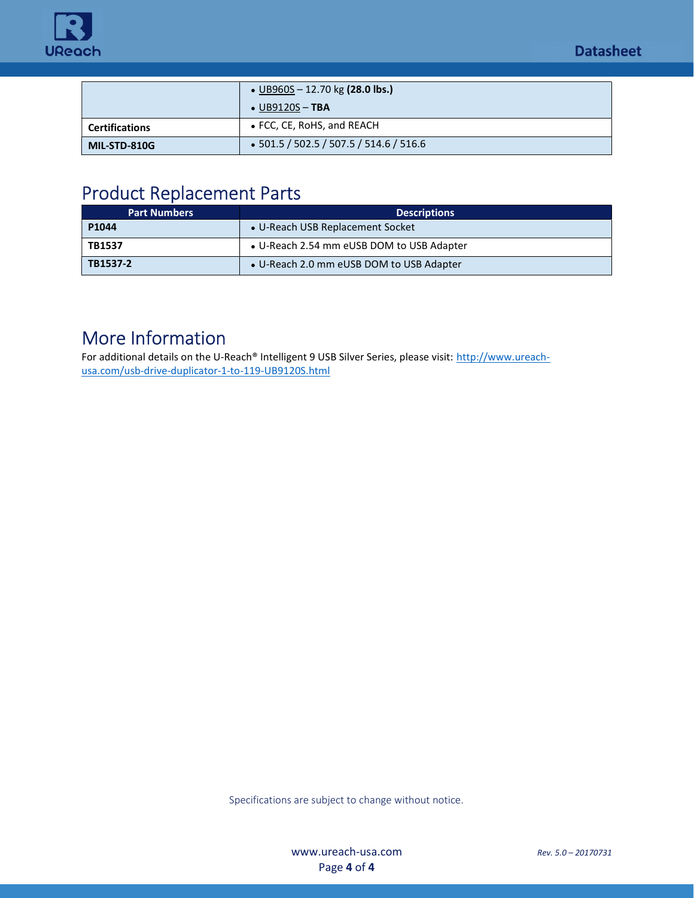| | |
|---|---|
| | • UB960S – 12.70 kg **(28.0 lbs.)**<br>• UB9120S – **TBA** |
| **Certifications** | • FCC, CE, RoHS, and REACH |
| **MIL-STD-810G** | • 501.5 / 502.5 / 507.5 / 514.6 / 516.6 |

## Product Replacement Parts

| Part Numbers | Descriptions |
|---|---|
| **P1044** | • U-Reach USB Replacement Socket |
| **TB1537** | • U-Reach 2.54 mm eUSB DOM to USB Adapter |
| **TB1537-2** | • U-Reach 2.0 mm eUSB DOM to USB Adapter |

## More Information

For additional details on the U-Reach® Intelligent 9 USB Silver Series, please visit: http://www.ureach-usa.com/usb-drive-duplicator-1-to-119-UB9120S.html

Specifications are subject to change without notice.

*Rev. 5.0 – 20170731*